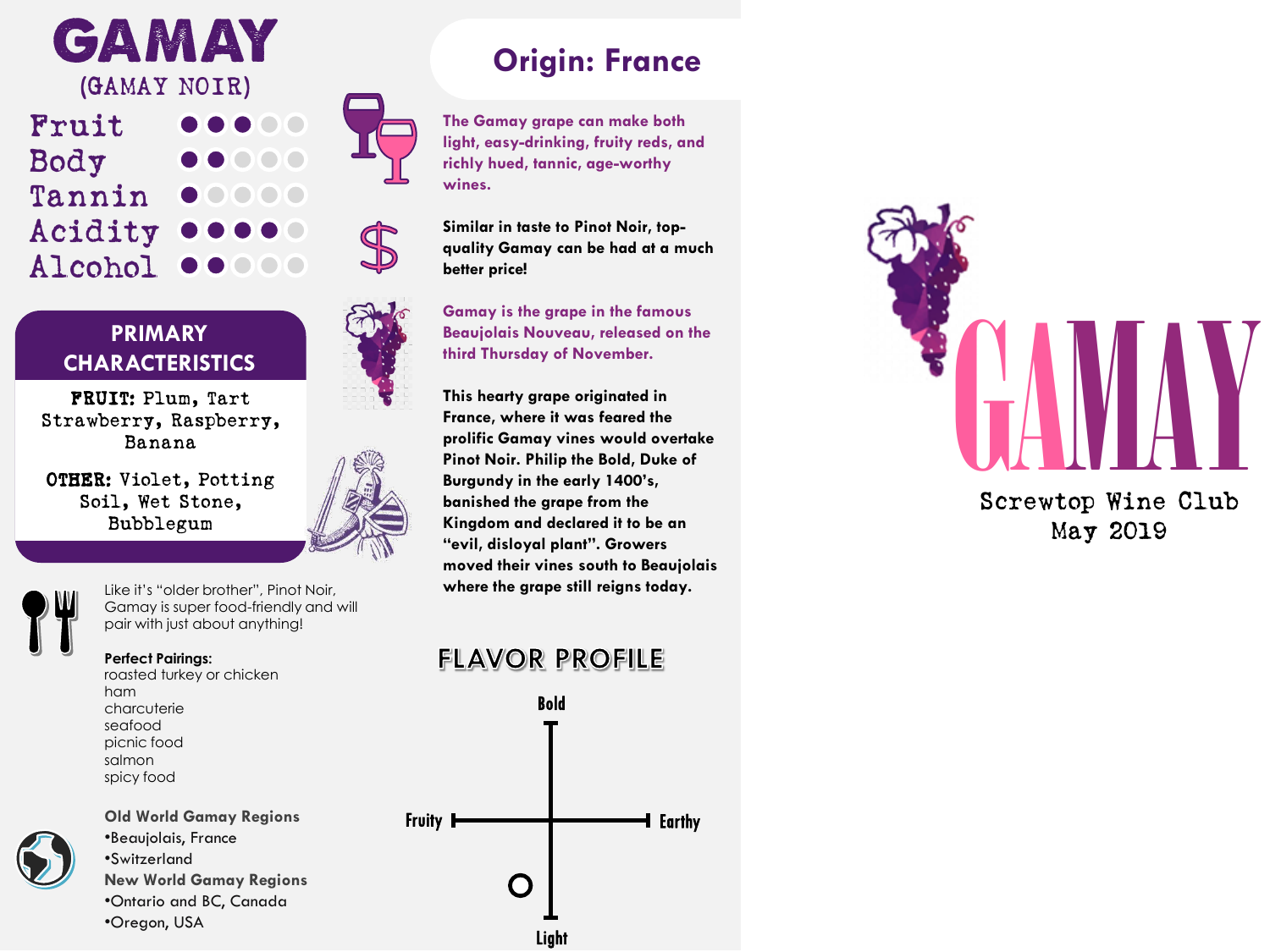# GAMAY

(GAMAY NOIR)

| | |
|---|---|
| Fruit | ●●●○○ |
| Body | ●●○○○ |
| Tannin | ●○○○○ |
| Acidity | ●●●●○ |
| Alcohol | ●●○○○ |

## PRIMARY CHARACTERISTICS

**FRUIT:** Plum, Tart Strawberry, Raspberry, Banana

**OTHER:** Violet, Potting Soil, Wet Stone, Bubblegum

Like it's "older brother", Pinot Noir, Gamay is super food-friendly and will pair with just about anything!

**Perfect Pairings:**
roasted turkey or chicken
ham
charcuterie
seafood
picnic food
salmon
spicy food

**Old World Gamay Regions**
- Beaujolais, France
- Switzerland

**New World Gamay Regions**
- Ontario and BC, Canada
- Oregon, USA

## Origin: France

**The Gamay grape can make both light, easy-drinking, fruity reds, and richly hued, tannic, age-worthy wines.**

**Similar in taste to Pinot Noir, top-quality Gamay can be had at a much better price!**

**Gamay is the grape in the famous Beaujolais Nouveau, released on the third Thursday of November.**

**This hearty grape originated in France, where it was feared the prolific Gamay vines would overtake Pinot Noir. Philip the Bold, Duke of Burgundy in the early 1400's, banished the grape from the Kingdom and declared it to be an "evil, disloyal plant". Growers moved their vines south to Beaujolais where the grape still reigns today.**

## FLAVOR PROFILE

Bold

Fruity — Earthy

Light

# GAMAY

Screwtop Wine Club
May 2019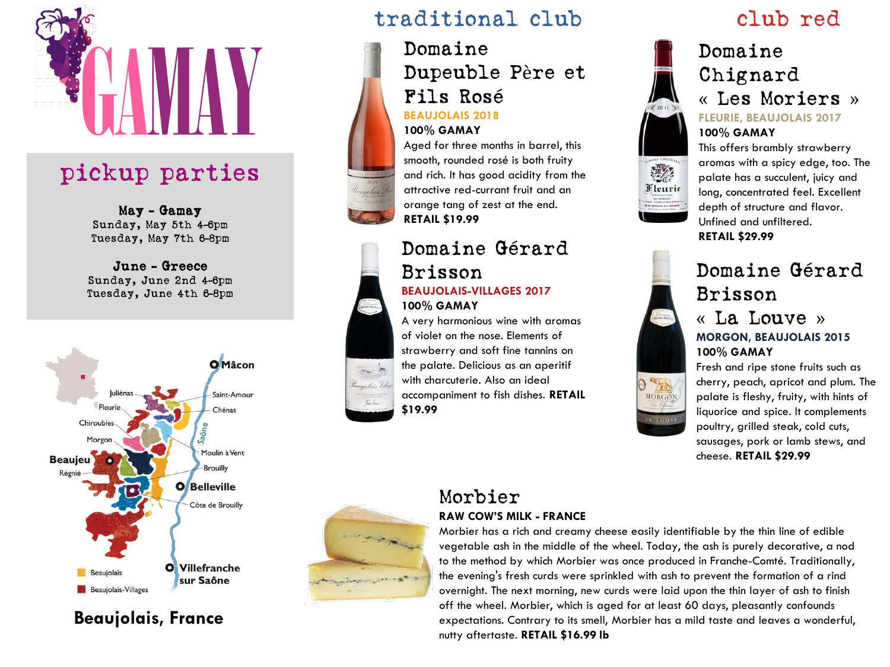# GAMAY

## pickup parties

**May - Gamay**
Sunday, May 5th 4-6pm
Tuesday, May 7th 6-8pm

**June - Greece**
Sunday, June 2nd 4-6pm
Tuesday, June 4th 6-8pm

Mâcon
Juliénas
Saint-Amour
Fleurie
Chénas
Chiroubles
Morgon
Saône
Moulin à Vent
Beaujeu
Brouilly
Régnié
Belleville
Côte de Brouilly
Villefranche sur Saône
Beaujolais
Beaujolais-Villages

**Beaujolais, France**

## traditional club

### Domaine Dupeuble Père et Fils Rosé

**BEAUJOLAIS 2018**

**100% GAMAY**

Aged for three months in barrel, this smooth, rounded rosé is both fruity and rich. It has good acidity from the attractive red-currant fruit and an orange tang of zest at the end.
**RETAIL $19.99**

### Domaine Gérard Brisson

**BEAUJOLAIS-VILLAGES 2017**

**100% GAMAY**

A very harmonious wine with aromas of violet on the nose. Elements of strawberry and soft fine tannins on the palate. Delicious as an aperitif with charcuterie. Also an ideal accompaniment to fish dishes. **RETAIL $19.99**

## club red

### Domaine Chignard « Les Moriers »

**FLEURIE, BEAUJOLAIS 2017**

**100% GAMAY**

This offers brambly strawberry aromas with a spicy edge, too. The palate has a succulent, juicy and long, concentrated feel. Excellent depth of structure and flavor. Unfined and unfiltered.
**RETAIL $29.99**

### Domaine Gérard Brisson « La Louve »

**MORGON, BEAUJOLAIS 2015**

**100% GAMAY**

Fresh and ripe stone fruits such as cherry, peach, apricot and plum. The palate is fleshy, fruity, with hints of liquorice and spice. It complements poultry, grilled steak, cold cuts, sausages, pork or lamb stews, and cheese. **RETAIL $29.99**

### Morbier

**RAW COW'S MILK - FRANCE**

Morbier has a rich and creamy cheese easily identifiable by the thin line of edible vegetable ash in the middle of the wheel. Today, the ash is purely decorative, a nod to the method by which Morbier was once produced in Franche-Comté. Traditionally, the evening's fresh curds were sprinkled with ash to prevent the formation of a rind overnight. The next morning, new curds were laid upon the thin layer of ash to finish off the wheel. Morbier, which is aged for at least 60 days, pleasantly confounds expectations. Contrary to its smell, Morbier has a mild taste and leaves a wonderful, nutty aftertaste. **RETAIL $16.99 lb**